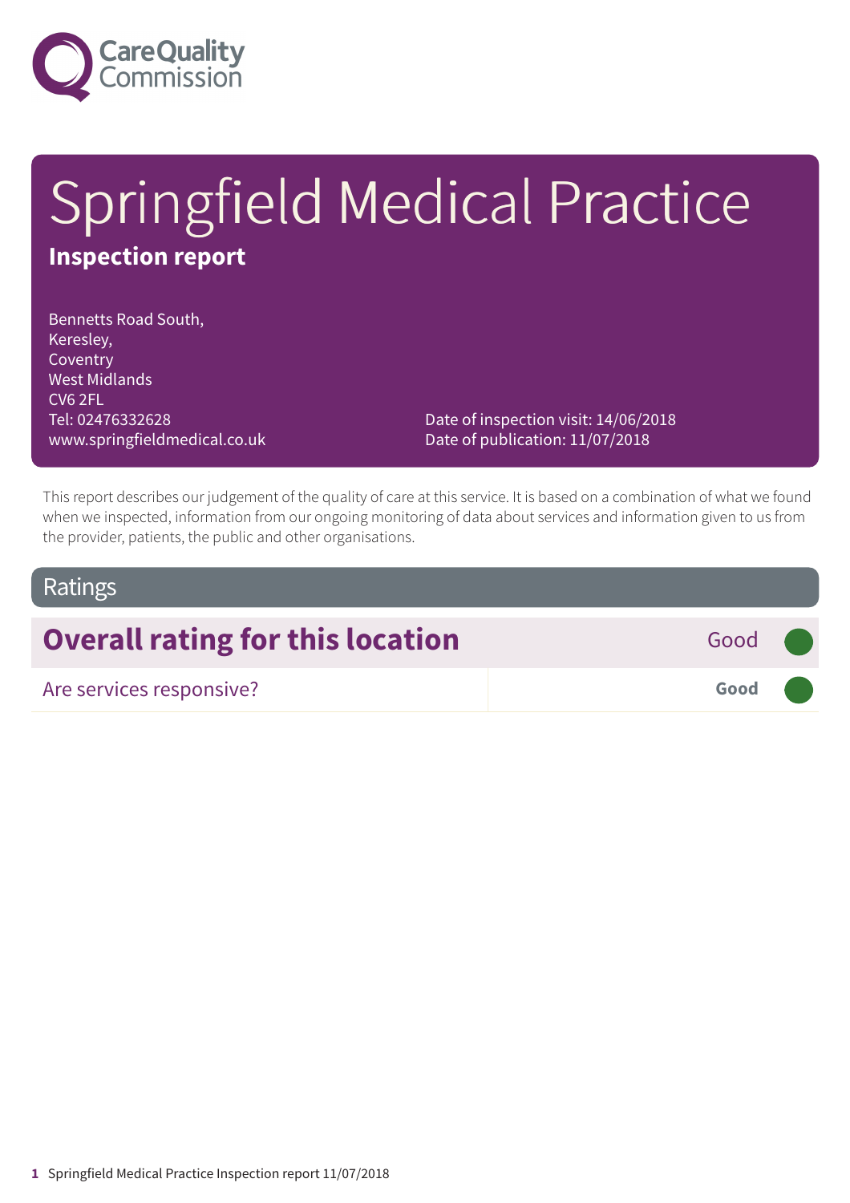Care Quality Commission

# Springfield Medical Practice

## Inspection report

Bennetts Road South,
Keresley,
Coventry
West Midlands
CV6 2FL
Tel: 02476332628
www.springfieldmedical.co.uk

Date of inspection visit: 14/06/2018
Date of publication: 11/07/2018

This report describes our judgement of the quality of care at this service. It is based on a combination of what we found when we inspected, information from our ongoing monitoring of data about services and information given to us from the provider, patients, the public and other organisations.

## Ratings

| | |
|---|---|
| **Overall rating for this location** | Good |
| Are services responsive? | **Good** |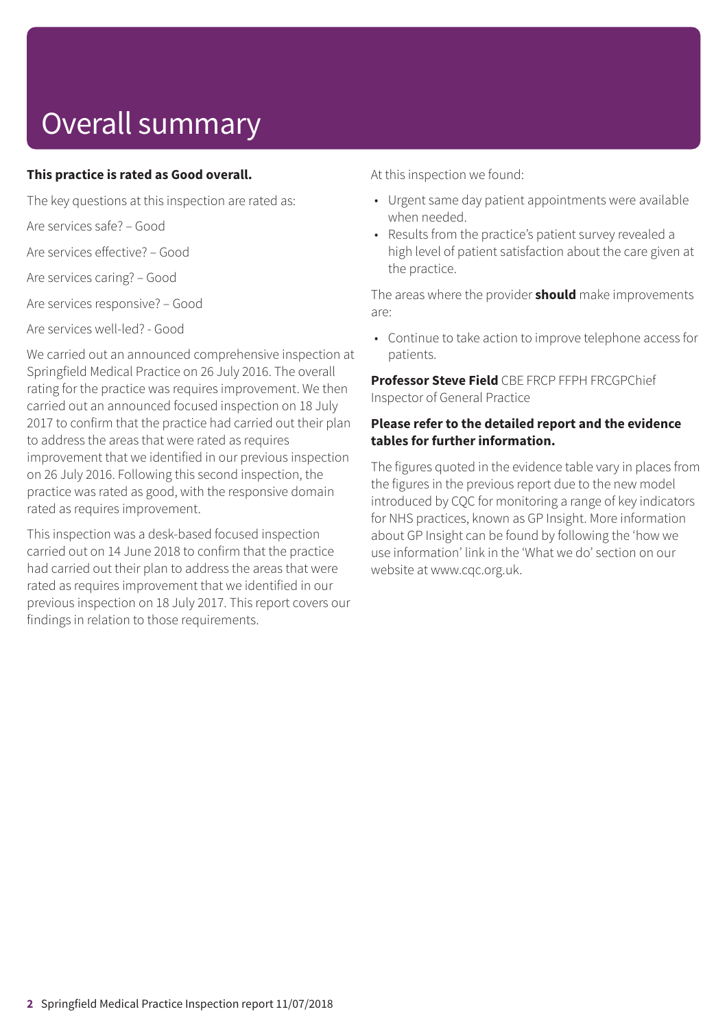# Overall summary

**This practice is rated as Good overall.**

The key questions at this inspection are rated as:

Are services safe? – Good

Are services effective? – Good

Are services caring? – Good

Are services responsive? – Good

Are services well-led? - Good

We carried out an announced comprehensive inspection at Springfield Medical Practice on 26 July 2016. The overall rating for the practice was requires improvement. We then carried out an announced focused inspection on 18 July 2017 to confirm that the practice had carried out their plan to address the areas that were rated as requires improvement that we identified in our previous inspection on 26 July 2016. Following this second inspection, the practice was rated as good, with the responsive domain rated as requires improvement.

This inspection was a desk-based focused inspection carried out on 14 June 2018 to confirm that the practice had carried out their plan to address the areas that were rated as requires improvement that we identified in our previous inspection on 18 July 2017. This report covers our findings in relation to those requirements.

At this inspection we found:

- Urgent same day patient appointments were available when needed.
- Results from the practice's patient survey revealed a high level of patient satisfaction about the care given at the practice.

The areas where the provider **should** make improvements are:

- Continue to take action to improve telephone access for patients.

**Professor Steve Field** CBE FRCP FFPH FRCGPChief Inspector of General Practice

**Please refer to the detailed report and the evidence tables for further information.**

The figures quoted in the evidence table vary in places from the figures in the previous report due to the new model introduced by CQC for monitoring a range of key indicators for NHS practices, known as GP Insight. More information about GP Insight can be found by following the 'how we use information' link in the 'What we do' section on our website at www.cqc.org.uk.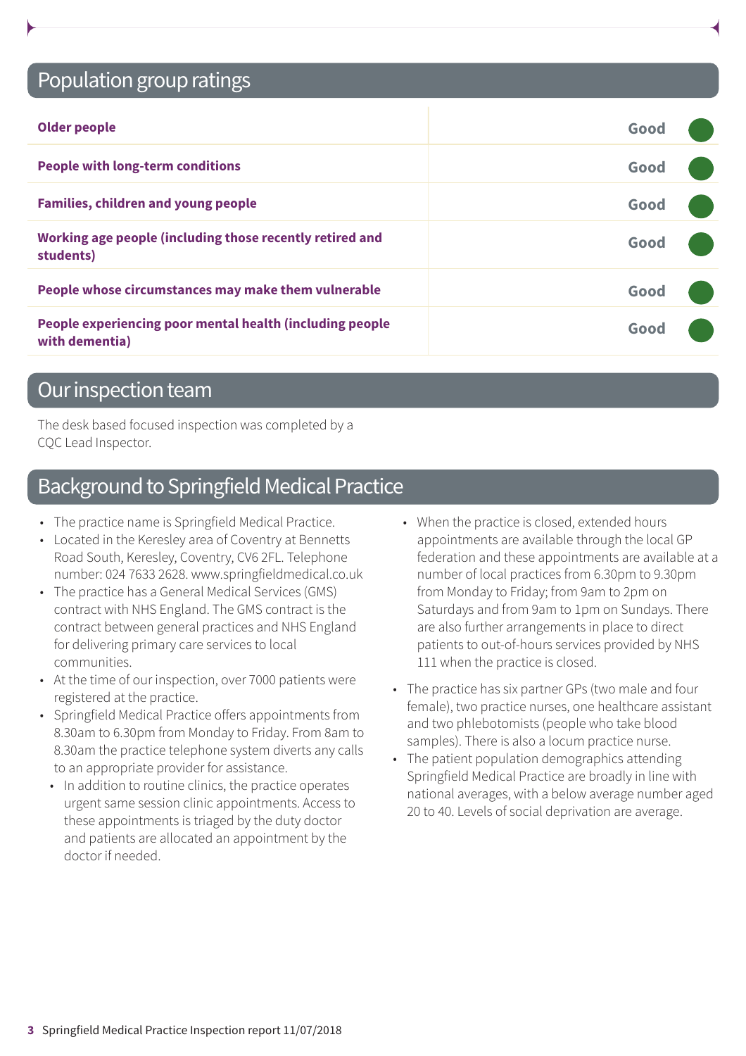## Population group ratings

| | |
|---|---|
| **Older people** | Good |
| **People with long-term conditions** | Good |
| **Families, children and young people** | Good |
| **Working age people (including those recently retired and students)** | Good |
| **People whose circumstances may make them vulnerable** | Good |
| **People experiencing poor mental health (including people with dementia)** | Good |

## Our inspection team

The desk based focused inspection was completed by a CQC Lead Inspector.

## Background to Springfield Medical Practice

- The practice name is Springfield Medical Practice.
- Located in the Keresley area of Coventry at Bennetts Road South, Keresley, Coventry, CV6 2FL. Telephone number: 024 7633 2628. www.springfieldmedical.co.uk
- The practice has a General Medical Services (GMS) contract with NHS England. The GMS contract is the contract between general practices and NHS England for delivering primary care services to local communities.
- At the time of our inspection, over 7000 patients were registered at the practice.
- Springfield Medical Practice offers appointments from 8.30am to 6.30pm from Monday to Friday. From 8am to 8.30am the practice telephone system diverts any calls to an appropriate provider for assistance.
  - In addition to routine clinics, the practice operates urgent same session clinic appointments. Access to these appointments is triaged by the duty doctor and patients are allocated an appointment by the doctor if needed.
  - When the practice is closed, extended hours appointments are available through the local GP federation and these appointments are available at a number of local practices from 6.30pm to 9.30pm from Monday to Friday; from 9am to 2pm on Saturdays and from 9am to 1pm on Sundays. There are also further arrangements in place to direct patients to out-of-hours services provided by NHS 111 when the practice is closed.
- The practice has six partner GPs (two male and four female), two practice nurses, one healthcare assistant and two phlebotomists (people who take blood samples). There is also a locum practice nurse.
- The patient population demographics attending Springfield Medical Practice are broadly in line with national averages, with a below average number aged 20 to 40. Levels of social deprivation are average.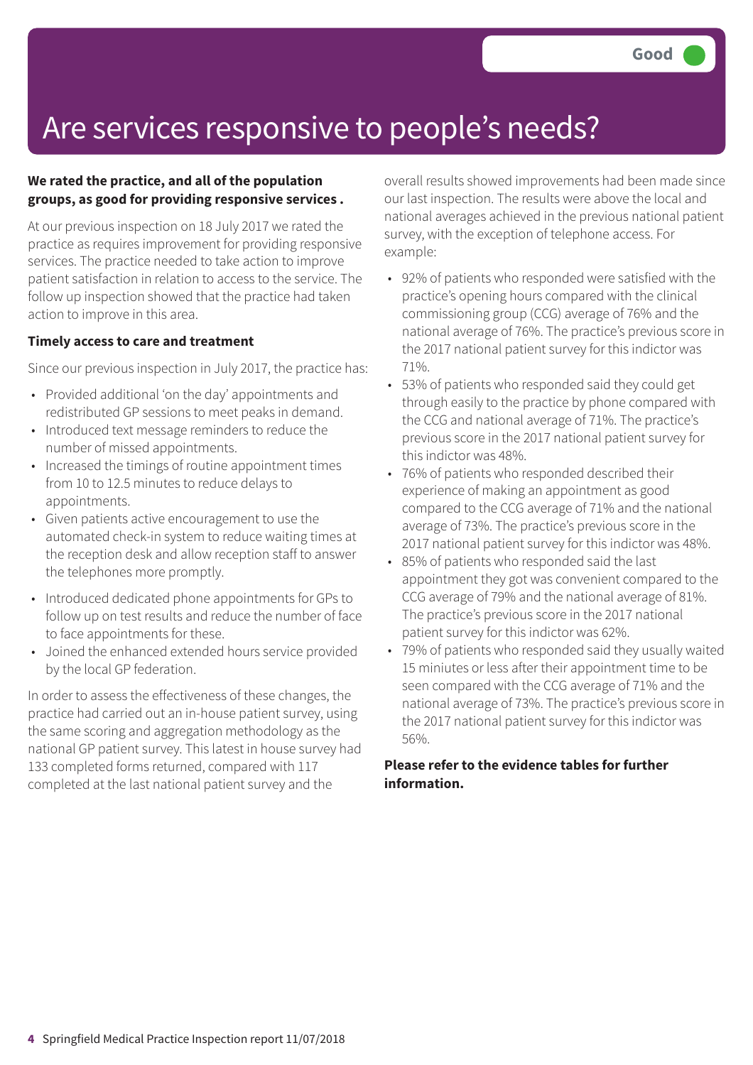Good

# Are services responsive to people's needs?

**We rated the practice, and all of the population groups, as good for providing responsive services .**

At our previous inspection on 18 July 2017 we rated the practice as requires improvement for providing responsive services. The practice needed to take action to improve patient satisfaction in relation to access to the service. The follow up inspection showed that the practice had taken action to improve in this area.

**Timely access to care and treatment**

Since our previous inspection in July 2017, the practice has:

- Provided additional 'on the day' appointments and redistributed GP sessions to meet peaks in demand.
- Introduced text message reminders to reduce the number of missed appointments.
- Increased the timings of routine appointment times from 10 to 12.5 minutes to reduce delays to appointments.
- Given patients active encouragement to use the automated check-in system to reduce waiting times at the reception desk and allow reception staff to answer the telephones more promptly.
- Introduced dedicated phone appointments for GPs to follow up on test results and reduce the number of face to face appointments for these.
- Joined the enhanced extended hours service provided by the local GP federation.

In order to assess the effectiveness of these changes, the practice had carried out an in-house patient survey, using the same scoring and aggregation methodology as the national GP patient survey. This latest in house survey had 133 completed forms returned, compared with 117 completed at the last national patient survey and the overall results showed improvements had been made since our last inspection. The results were above the local and national averages achieved in the previous national patient survey, with the exception of telephone access. For example:

- 92% of patients who responded were satisfied with the practice's opening hours compared with the clinical commissioning group (CCG) average of 76% and the national average of 76%. The practice's previous score in the 2017 national patient survey for this indictor was 71%.
- 53% of patients who responded said they could get through easily to the practice by phone compared with the CCG and national average of 71%. The practice's previous score in the 2017 national patient survey for this indictor was 48%.
- 76% of patients who responded described their experience of making an appointment as good compared to the CCG average of 71% and the national average of 73%. The practice's previous score in the 2017 national patient survey for this indictor was 48%.
- 85% of patients who responded said the last appointment they got was convenient compared to the CCG average of 79% and the national average of 81%. The practice's previous score in the 2017 national patient survey for this indictor was 62%.
- 79% of patients who responded said they usually waited 15 miniutes or less after their appointment time to be seen compared with the CCG average of 71% and the national average of 73%. The practice's previous score in the 2017 national patient survey for this indictor was 56%.

**Please refer to the evidence tables for further information.**